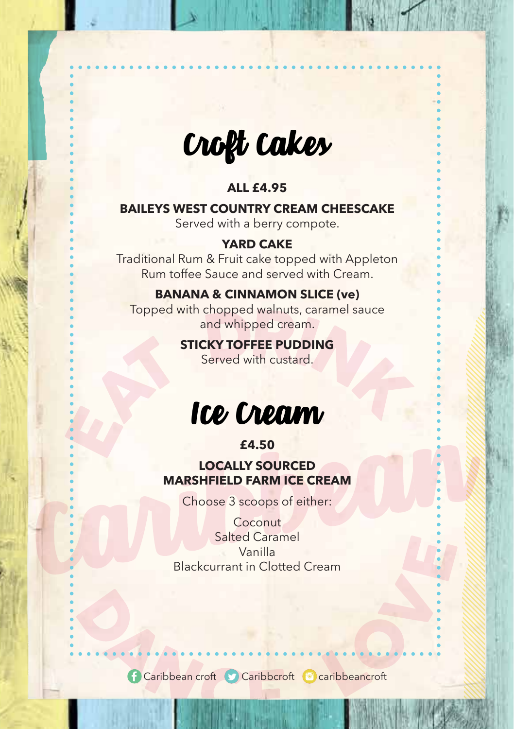# Croft Cakes

**ALL £4.95**

**BAILEYS WEST COUNTRY CREAM CHEESCAKE**
Served with a berry compote.

**YARD CAKE**
Traditional Rum & Fruit cake topped with Appleton Rum toffee Sauce and served with Cream.

**BANANA & CINNAMON SLICE (ve)**
Topped with chopped walnuts, caramel sauce and whipped cream.

**STICKY TOFFEE PUDDING**
Served with custard.

# Ice Cream

**£4.50**

**LOCALLY SOURCED MARSHFIELD FARM ICE CREAM**

Choose 3 scoops of either:

Coconut
Salted Caramel
Vanilla
Blackcurrant in Clotted Cream

Caribbean croft Caribbcroft caribbeancroft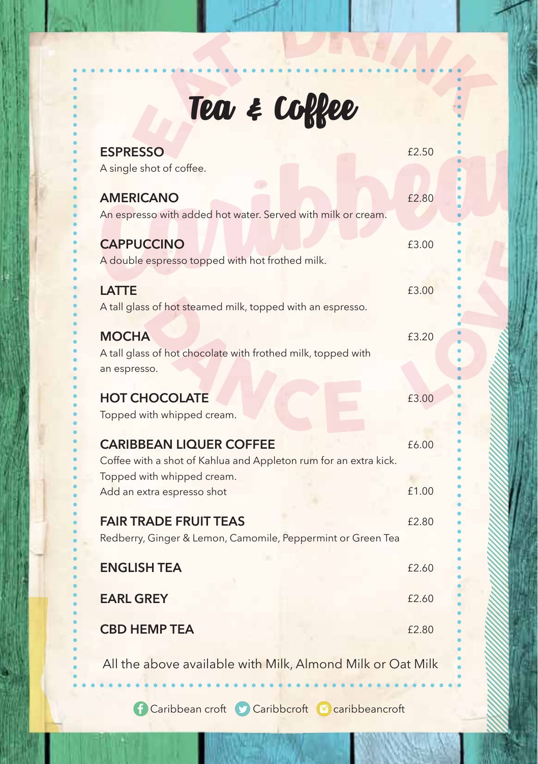# Tea & Coffee

**ESPRESSO** £2.50
A single shot of coffee.

**AMERICANO** £2.80
An espresso with added hot water. Served with milk or cream.

**CAPPUCCINO** £3.00
A double espresso topped with hot frothed milk.

**LATTE** £3.00
A tall glass of hot steamed milk, topped with an espresso.

**MOCHA** £3.20
A tall glass of hot chocolate with frothed milk, topped with an espresso.

**HOT CHOCOLATE** £3.00
Topped with whipped cream.

**CARIBBEAN LIQUER COFFEE** £6.00
Coffee with a shot of Kahlua and Appleton rum for an extra kick. Topped with whipped cream.
Add an extra espresso shot £1.00

**FAIR TRADE FRUIT TEAS** £2.80
Redberry, Ginger & Lemon, Camomile, Peppermint or Green Tea

**ENGLISH TEA** £2.60

**EARL GREY** £2.60

**CBD HEMP TEA** £2.80

All the above available with Milk, Almond Milk or Oat Milk

Caribbean croft Caribbcroft caribbeancroft